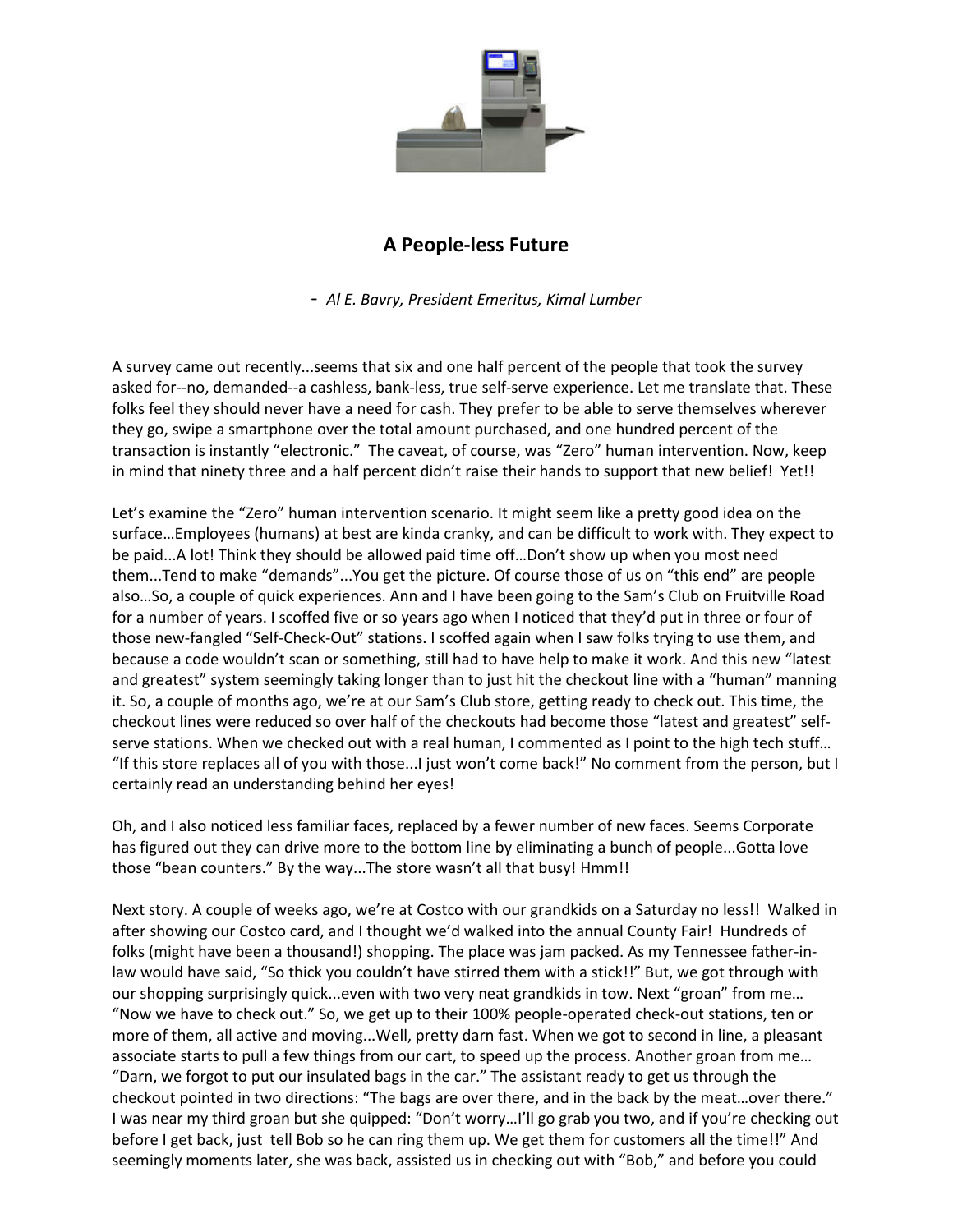# A People-less Future

- *Al E. Bavry, President Emeritus, Kimal Lumber*

A survey came out recently...seems that six and one half percent of the people that took the survey asked for--no, demanded--a cashless, bank-less, true self-serve experience. Let me translate that. These folks feel they should never have a need for cash. They prefer to be able to serve themselves wherever they go, swipe a smartphone over the total amount purchased, and one hundred percent of the transaction is instantly "electronic." The caveat, of course, was "Zero" human intervention. Now, keep in mind that ninety three and a half percent didn't raise their hands to support that new belief! Yet!!

Let's examine the "Zero" human intervention scenario. It might seem like a pretty good idea on the surface…Employees (humans) at best are kinda cranky, and can be difficult to work with. They expect to be paid...A lot! Think they should be allowed paid time off…Don't show up when you most need them...Tend to make "demands"...You get the picture. Of course those of us on "this end" are people also…So, a couple of quick experiences. Ann and I have been going to the Sam's Club on Fruitville Road for a number of years. I scoffed five or so years ago when I noticed that they'd put in three or four of those new-fangled "Self-Check-Out" stations. I scoffed again when I saw folks trying to use them, and because a code wouldn't scan or something, still had to have help to make it work. And this new "latest and greatest" system seemingly taking longer than to just hit the checkout line with a "human" manning it. So, a couple of months ago, we're at our Sam's Club store, getting ready to check out. This time, the checkout lines were reduced so over half of the checkouts had become those "latest and greatest" self-serve stations. When we checked out with a real human, I commented as I point to the high tech stuff… "If this store replaces all of you with those...I just won't come back!" No comment from the person, but I certainly read an understanding behind her eyes!

Oh, and I also noticed less familiar faces, replaced by a fewer number of new faces. Seems Corporate has figured out they can drive more to the bottom line by eliminating a bunch of people...Gotta love those "bean counters." By the way...The store wasn't all that busy! Hmm!!

Next story. A couple of weeks ago, we're at Costco with our grandkids on a Saturday no less!! Walked in after showing our Costco card, and I thought we'd walked into the annual County Fair! Hundreds of folks (might have been a thousand!) shopping. The place was jam packed. As my Tennessee father-in-law would have said, "So thick you couldn't have stirred them with a stick!!" But, we got through with our shopping surprisingly quick...even with two very neat grandkids in tow. Next "groan" from me… "Now we have to check out." So, we get up to their 100% people-operated check-out stations, ten or more of them, all active and moving...Well, pretty darn fast. When we got to second in line, a pleasant associate starts to pull a few things from our cart, to speed up the process. Another groan from me… "Darn, we forgot to put our insulated bags in the car." The assistant ready to get us through the checkout pointed in two directions: "The bags are over there, and in the back by the meat…over there." I was near my third groan but she quipped: "Don't worry…I'll go grab you two, and if you're checking out before I get back, just tell Bob so he can ring them up. We get them for customers all the time!!" And seemingly moments later, she was back, assisted us in checking out with "Bob," and before you could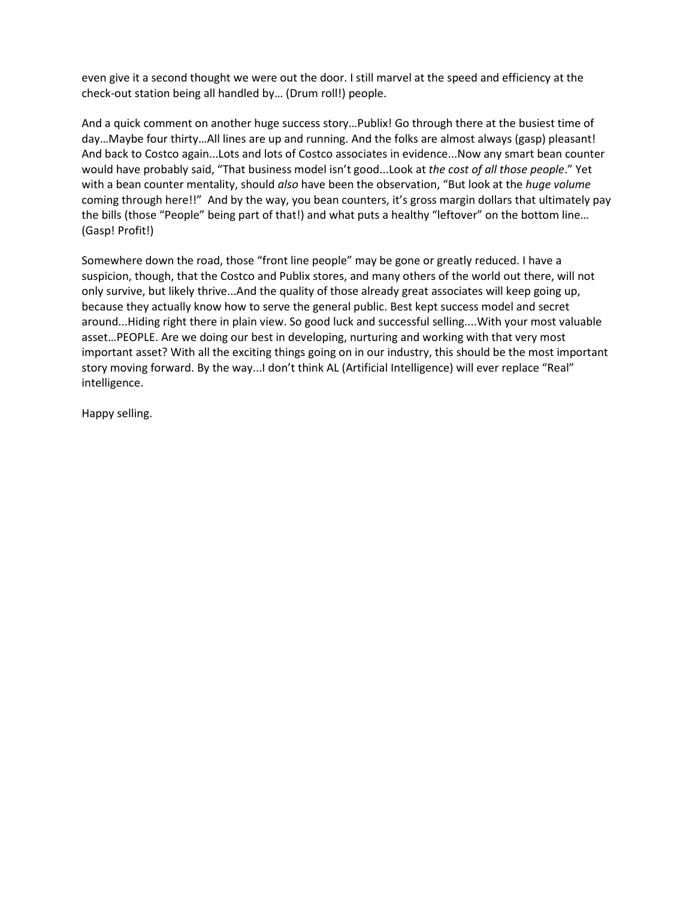even give it a second thought we were out the door. I still marvel at the speed and efficiency at the check-out station being all handled by… (Drum roll!) people.

And a quick comment on another huge success story…Publix! Go through there at the busiest time of day…Maybe four thirty…All lines are up and running. And the folks are almost always (gasp) pleasant! And back to Costco again...Lots and lots of Costco associates in evidence...Now any smart bean counter would have probably said, "That business model isn't good...Look at *the cost of all those people*." Yet with a bean counter mentality, should *also* have been the observation, "But look at the *huge volume* coming through here!!" And by the way, you bean counters, it's gross margin dollars that ultimately pay the bills (those "People" being part of that!) and what puts a healthy "leftover" on the bottom line… (Gasp! Profit!)

Somewhere down the road, those "front line people" may be gone or greatly reduced. I have a suspicion, though, that the Costco and Publix stores, and many others of the world out there, will not only survive, but likely thrive...And the quality of those already great associates will keep going up, because they actually know how to serve the general public. Best kept success model and secret around...Hiding right there in plain view. So good luck and successful selling....With your most valuable asset…PEOPLE. Are we doing our best in developing, nurturing and working with that very most important asset? With all the exciting things going on in our industry, this should be the most important story moving forward. By the way...I don't think AL (Artificial Intelligence) will ever replace "Real" intelligence.

Happy selling.